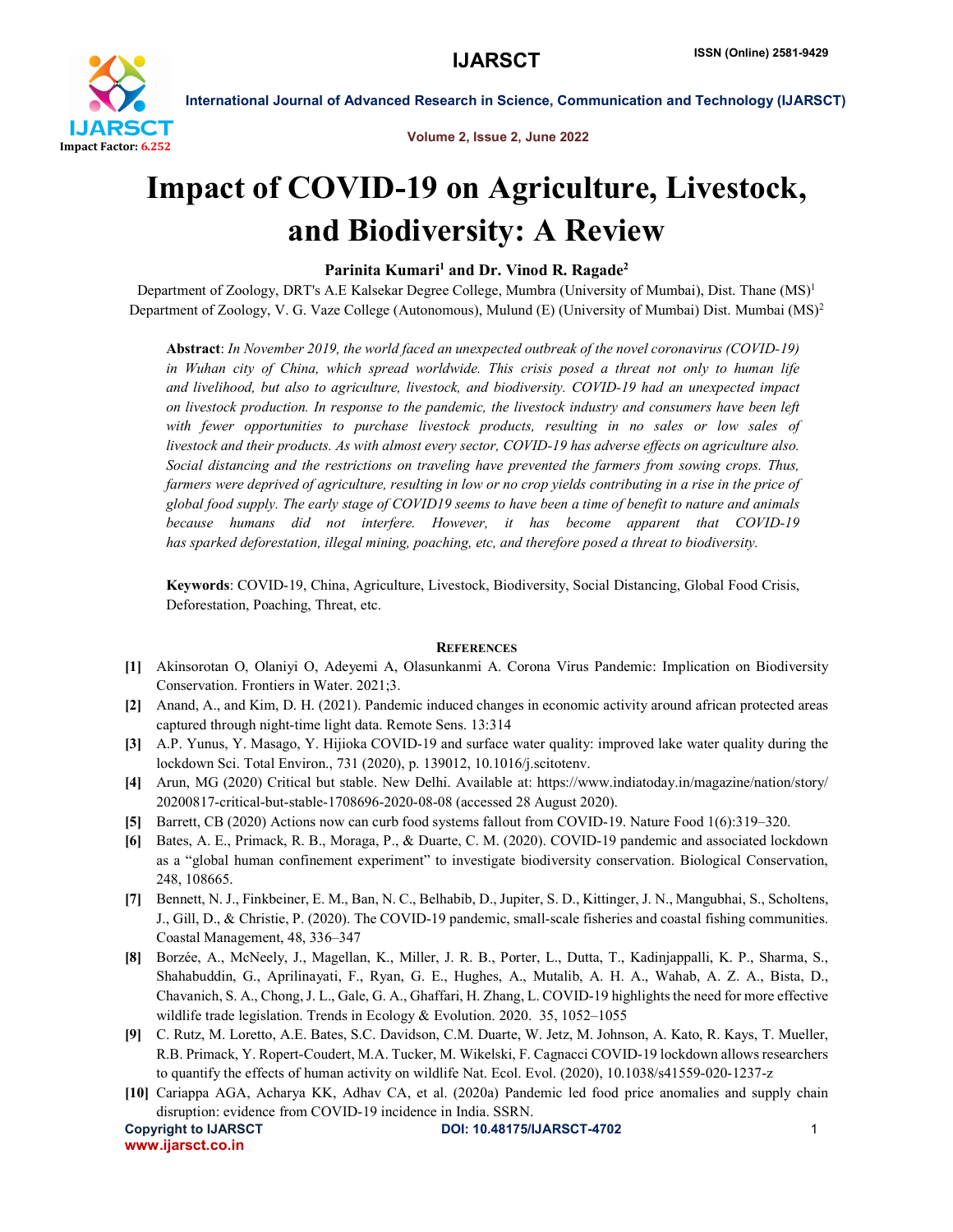# Impact of COVID-19 on Agriculture, Livestock, and Biodiversity: A Review

**Parinita Kumari[1] and Dr. Vinod R. Ragade[2]**

Department of Zoology, DRT's A.E Kalsekar Degree College, Mumbra (University of Mumbai), Dist. Thane (MS)[1]
Department of Zoology, V. G. Vaze College (Autonomous), Mulund (E) (University of Mumbai) Dist. Mumbai (MS)[2]

**Abstract**: *In November 2019, the world faced an unexpected outbreak of the novel coronavirus (COVID-19) in Wuhan city of China, which spread worldwide. This crisis posed a threat not only to human life and livelihood, but also to agriculture, livestock, and biodiversity. COVID-19 had an unexpected impact on livestock production. In response to the pandemic, the livestock industry and consumers have been left with fewer opportunities to purchase livestock products, resulting in no sales or low sales of livestock and their products. As with almost every sector, COVID-19 has adverse effects on agriculture also. Social distancing and the restrictions on traveling have prevented the farmers from sowing crops. Thus, farmers were deprived of agriculture, resulting in low or no crop yields contributing in a rise in the price of global food supply. The early stage of COVID19 seems to have been a time of benefit to nature and animals because humans did not interfere. However, it has become apparent that COVID-19 has sparked deforestation, illegal mining, poaching, etc, and therefore posed a threat to biodiversity.*

**Keywords**: COVID-19, China, Agriculture, Livestock, Biodiversity, Social Distancing, Global Food Crisis, Deforestation, Poaching, Threat, etc.

## References

**[1]** Akinsorotan O, Olaniyi O, Adeyemi A, Olasunkanmi A. Corona Virus Pandemic: Implication on Biodiversity Conservation. Frontiers in Water. 2021;3.

**[2]** Anand, A., and Kim, D. H. (2021). Pandemic induced changes in economic activity around african protected areas captured through night-time light data. Remote Sens. 13:314

**[3]** A.P. Yunus, Y. Masago, Y. Hijioka COVID-19 and surface water quality: improved lake water quality during the lockdown Sci. Total Environ., 731 (2020), p. 139012, 10.1016/j.scitotenv.

**[4]** Arun, MG (2020) Critical but stable. New Delhi. Available at: https://www.indiatoday.in/magazine/nation/story/20200817-critical-but-stable-1708696-2020-08-08 (accessed 28 August 2020).

**[5]** Barrett, CB (2020) Actions now can curb food systems fallout from COVID-19. Nature Food 1(6):319–320.

**[6]** Bates, A. E., Primack, R. B., Moraga, P., & Duarte, C. M. (2020). COVID-19 pandemic and associated lockdown as a "global human confinement experiment" to investigate biodiversity conservation. Biological Conservation, 248, 108665.

**[7]** Bennett, N. J., Finkbeiner, E. M., Ban, N. C., Belhabib, D., Jupiter, S. D., Kittinger, J. N., Mangubhai, S., Scholtens, J., Gill, D., & Christie, P. (2020). The COVID-19 pandemic, small-scale fisheries and coastal fishing communities. Coastal Management, 48, 336–347

**[8]** Borzée, A., McNeely, J., Magellan, K., Miller, J. R. B., Porter, L., Dutta, T., Kadinjappalli, K. P., Sharma, S., Shahabuddin, G., Aprilinayati, F., Ryan, G. E., Hughes, A., Mutalib, A. H. A., Wahab, A. Z. A., Bista, D., Chavanich, S. A., Chong, J. L., Gale, G. A., Ghaffari, H. Zhang, L. COVID-19 highlights the need for more effective wildlife trade legislation. Trends in Ecology & Evolution. 2020. 35, 1052–1055

**[9]** C. Rutz, M. Loretto, A.E. Bates, S.C. Davidson, C.M. Duarte, W. Jetz, M. Johnson, A. Kato, R. Kays, T. Mueller, R.B. Primack, Y. Ropert-Coudert, M.A. Tucker, M. Wikelski, F. Cagnacci COVID-19 lockdown allows researchers to quantify the effects of human activity on wildlife Nat. Ecol. Evol. (2020), 10.1038/s41559-020-1237-z

**[10]** Cariappa AGA, Acharya KK, Adhav CA, et al. (2020a) Pandemic led food price anomalies and supply chain disruption: evidence from COVID-19 incidence in India. SSRN.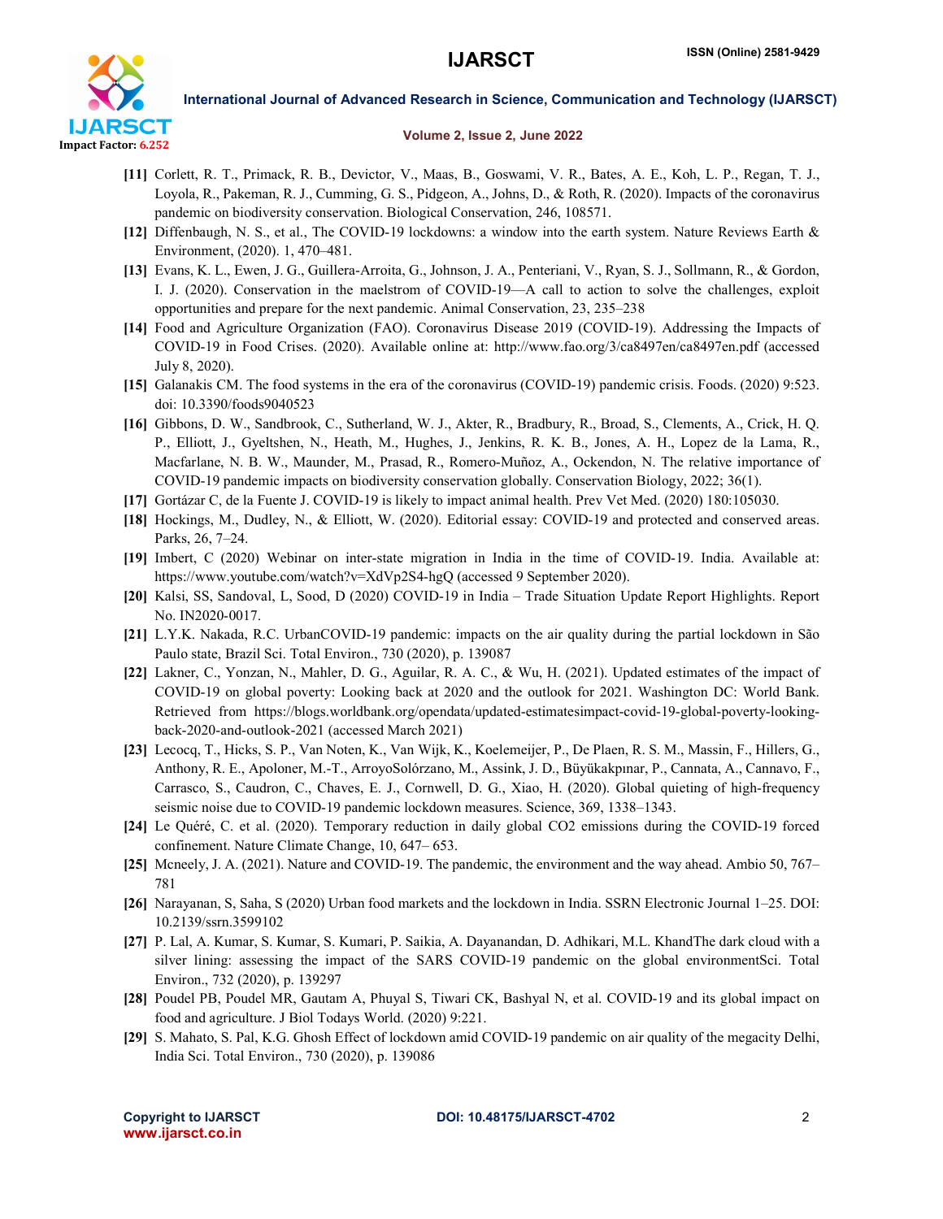[11] Corlett, R. T., Primack, R. B., Devictor, V., Maas, B., Goswami, V. R., Bates, A. E., Koh, L. P., Regan, T. J., Loyola, R., Pakeman, R. J., Cumming, G. S., Pidgeon, A., Johns, D., & Roth, R. (2020). Impacts of the coronavirus pandemic on biodiversity conservation. Biological Conservation, 246, 108571.

[12] Diffenbaugh, N. S., et al., The COVID-19 lockdowns: a window into the earth system. Nature Reviews Earth & Environment, (2020). 1, 470–481.

[13] Evans, K. L., Ewen, J. G., Guillera-Arroita, G., Johnson, J. A., Penteriani, V., Ryan, S. J., Sollmann, R., & Gordon, I. J. (2020). Conservation in the maelstrom of COVID-19—A call to action to solve the challenges, exploit opportunities and prepare for the next pandemic. Animal Conservation, 23, 235–238

[14] Food and Agriculture Organization (FAO). Coronavirus Disease 2019 (COVID-19). Addressing the Impacts of COVID-19 in Food Crises. (2020). Available online at: http://www.fao.org/3/ca8497en/ca8497en.pdf (accessed July 8, 2020).

[15] Galanakis CM. The food systems in the era of the coronavirus (COVID-19) pandemic crisis. Foods. (2020) 9:523. doi: 10.3390/foods9040523

[16] Gibbons, D. W., Sandbrook, C., Sutherland, W. J., Akter, R., Bradbury, R., Broad, S., Clements, A., Crick, H. Q. P., Elliott, J., Gyeltshen, N., Heath, M., Hughes, J., Jenkins, R. K. B., Jones, A. H., Lopez de la Lama, R., Macfarlane, N. B. W., Maunder, M., Prasad, R., Romero-Muñoz, A., Ockendon, N. The relative importance of COVID-19 pandemic impacts on biodiversity conservation globally. Conservation Biology, 2022; 36(1).

[17] Gortázar C, de la Fuente J. COVID-19 is likely to impact animal health. Prev Vet Med. (2020) 180:105030.

[18] Hockings, M., Dudley, N., & Elliott, W. (2020). Editorial essay: COVID-19 and protected and conserved areas. Parks, 26, 7–24.

[19] Imbert, C (2020) Webinar on inter-state migration in India in the time of COVID-19. India. Available at: https://www.youtube.com/watch?v=XdVp2S4-hgQ (accessed 9 September 2020).

[20] Kalsi, SS, Sandoval, L, Sood, D (2020) COVID-19 in India – Trade Situation Update Report Highlights. Report No. IN2020-0017.

[21] L.Y.K. Nakada, R.C. UrbanCOVID-19 pandemic: impacts on the air quality during the partial lockdown in São Paulo state, Brazil Sci. Total Environ., 730 (2020), p. 139087

[22] Lakner, C., Yonzan, N., Mahler, D. G., Aguilar, R. A. C., & Wu, H. (2021). Updated estimates of the impact of COVID-19 on global poverty: Looking back at 2020 and the outlook for 2021. Washington DC: World Bank. Retrieved from https://blogs.worldbank.org/opendata/updated-estimatesimpact-covid-19-global-poverty-looking-back-2020-and-outlook-2021 (accessed March 2021)

[23] Lecocq, T., Hicks, S. P., Van Noten, K., Van Wijk, K., Koelemeijer, P., De Plaen, R. S. M., Massin, F., Hillers, G., Anthony, R. E., Apoloner, M.-T., ArroyoSolórzano, M., Assink, J. D., Büyükakpınar, P., Cannata, A., Cannavo, F., Carrasco, S., Caudron, C., Chaves, E. J., Cornwell, D. G., Xiao, H. (2020). Global quieting of high-frequency seismic noise due to COVID-19 pandemic lockdown measures. Science, 369, 1338–1343.

[24] Le Quéré, C. et al. (2020). Temporary reduction in daily global CO2 emissions during the COVID-19 forced confinement. Nature Climate Change, 10, 647– 653.

[25] Mcneely, J. A. (2021). Nature and COVID-19. The pandemic, the environment and the way ahead. Ambio 50, 767–781

[26] Narayanan, S, Saha, S (2020) Urban food markets and the lockdown in India. SSRN Electronic Journal 1–25. DOI: 10.2139/ssrn.3599102

[27] P. Lal, A. Kumar, S. Kumar, S. Kumari, P. Saikia, A. Dayanandan, D. Adhikari, M.L. KhandThe dark cloud with a silver lining: assessing the impact of the SARS COVID-19 pandemic on the global environmentSci. Total Environ., 732 (2020), p. 139297

[28] Poudel PB, Poudel MR, Gautam A, Phuyal S, Tiwari CK, Bashyal N, et al. COVID-19 and its global impact on food and agriculture. J Biol Todays World. (2020) 9:221.

[29] S. Mahato, S. Pal, K.G. Ghosh Effect of lockdown amid COVID-19 pandemic on air quality of the megacity Delhi, India Sci. Total Environ., 730 (2020), p. 139086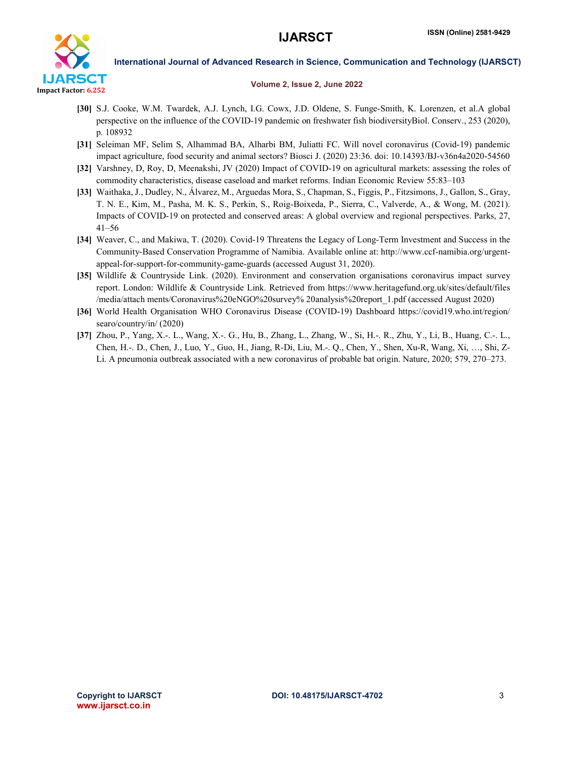[30] S.J. Cooke, W.M. Twardek, A.J. Lynch, I.G. Cowx, J.D. Oldene, S. Funge-Smith, K. Lorenzen, et al.A global perspective on the influence of the COVID-19 pandemic on freshwater fish biodiversityBiol. Conserv., 253 (2020), p. 108932

[31] Seleiman MF, Selim S, Alhammad BA, Alharbi BM, Juliatti FC. Will novel coronavirus (Covid-19) pandemic impact agriculture, food security and animal sectors? Biosci J. (2020) 23:36. doi: 10.14393/BJ-v36n4a2020-54560

[32] Varshney, D, Roy, D, Meenakshi, JV (2020) Impact of COVID-19 on agricultural markets: assessing the roles of commodity characteristics, disease caseload and market reforms. Indian Economic Review 55:83–103

[33] Waithaka, J., Dudley, N., Álvarez, M., Arguedas Mora, S., Chapman, S., Figgis, P., Fitzsimons, J., Gallon, S., Gray, T. N. E., Kim, M., Pasha, M. K. S., Perkin, S., Roig-Boixeda, P., Sierra, C., Valverde, A., & Wong, M. (2021). Impacts of COVID-19 on protected and conserved areas: A global overview and regional perspectives. Parks, 27, 41–56

[34] Weaver, C., and Makiwa, T. (2020). Covid-19 Threatens the Legacy of Long-Term Investment and Success in the Community-Based Conservation Programme of Namibia. Available online at: http://www.ccf-namibia.org/urgent-appeal-for-support-for-community-game-guards (accessed August 31, 2020).

[35] Wildlife & Countryside Link. (2020). Environment and conservation organisations coronavirus impact survey report. London: Wildlife & Countryside Link. Retrieved from https://www.heritagefund.org.uk/sites/default/files /media/attach ments/Coronavirus%20eNGO%20survey% 20analysis%20report_1.pdf (accessed August 2020)

[36] World Health Organisation WHO Coronavirus Disease (COVID-19) Dashboard https://covid19.who.int/region/ searo/country/in/ (2020)

[37] Zhou, P., Yang, X.-. L., Wang, X.-. G., Hu, B., Zhang, L., Zhang, W., Si, H.-. R., Zhu, Y., Li, B., Huang, C.-. L., Chen, H.-. D., Chen, J., Luo, Y., Guo, H., Jiang, R-Di, Liu, M.-. Q., Chen, Y., Shen, Xu-R, Wang, Xi, …, Shi, Z-Li. A pneumonia outbreak associated with a new coronavirus of probable bat origin. Nature, 2020; 579, 270–273.